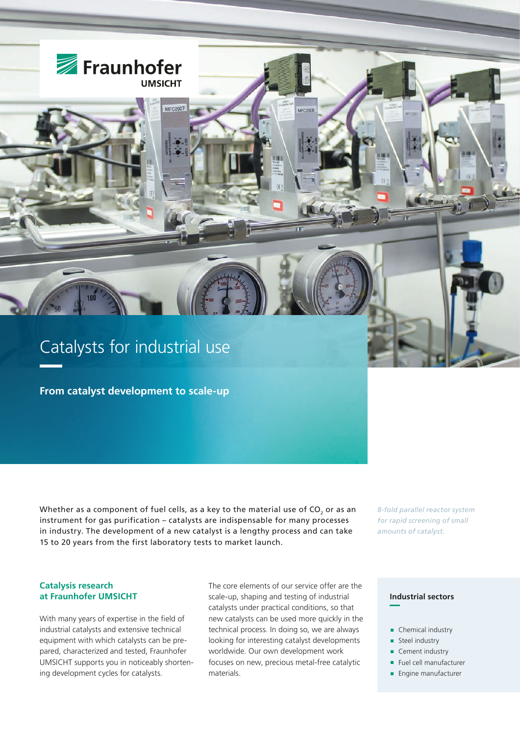Fraunhofer UMSICHT

# Catalysts for industrial use

**From catalyst development to scale-up**

Whether as a component of fuel cells, as a key to the material use of $CO_2$ or as an instrument for gas purification – catalysts are indispensable for many processes in industry. The development of a new catalyst is a lengthy process and can take 15 to 20 years from the first laboratory tests to market launch.

*8-fold parallel reactor system for rapid screening of small amounts of catalyst.*

## Catalysis research at Fraunhofer UMSICHT

With many years of expertise in the field of industrial catalysts and extensive technical equipment with which catalysts can be prepared, characterized and tested, Fraunhofer UMSICHT supports you in noticeably shortening development cycles for catalysts.

The core elements of our service offer are the scale-up, shaping and testing of industrial catalysts under practical conditions, so that new catalysts can be used more quickly in the technical process. In doing so, we are always looking for interesting catalyst developments worldwide. Our own development work focuses on new, precious metal-free catalytic materials.

### Industrial sectors

- Chemical industry
- Steel industry
- Cement industry
- Fuel cell manufacturer
- Engine manufacturer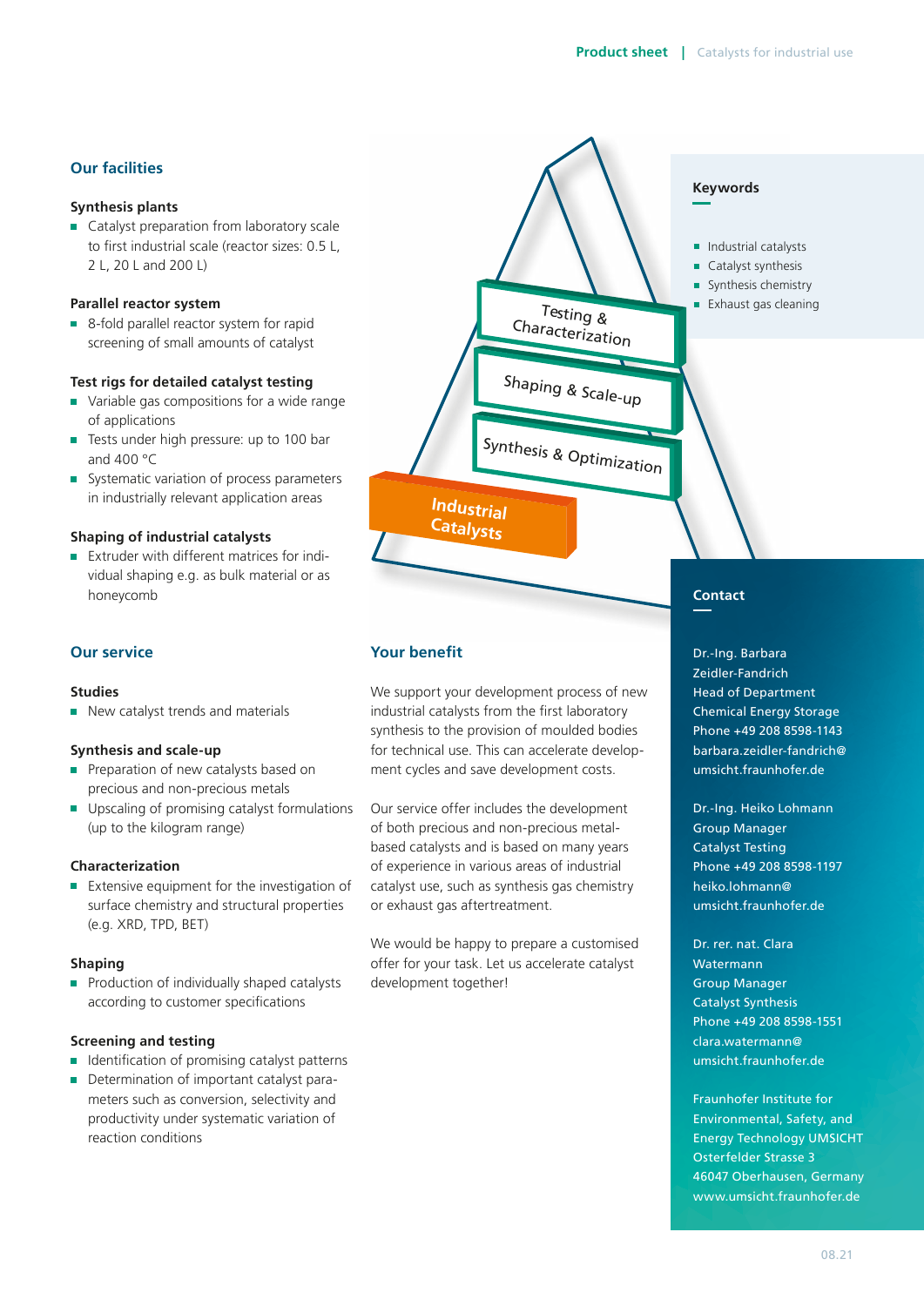## Our facilities

**Synthesis plants**

- Catalyst preparation from laboratory scale to first industrial scale (reactor sizes: 0.5 L, 2 L, 20 L and 200 L)

**Parallel reactor system**

- 8-fold parallel reactor system for rapid screening of small amounts of catalyst

**Test rigs for detailed catalyst testing**

- Variable gas compositions for a wide range of applications
- Tests under high pressure: up to 100 bar and 400 °C
- Systematic variation of process parameters in industrially relevant application areas

**Shaping of industrial catalysts**

- Extruder with different matrices for individual shaping e.g. as bulk material or as honeycomb

Testing & Characterization

Shaping & Scale-up

Synthesis & Optimization

Industrial Catalysts

## Keywords

- Industrial catalysts
- Catalyst synthesis
- Synthesis chemistry
- Exhaust gas cleaning

## Our service

**Studies**

- New catalyst trends and materials

**Synthesis and scale-up**

- Preparation of new catalysts based on precious and non-precious metals
- Upscaling of promising catalyst formulations (up to the kilogram range)

**Characterization**

- Extensive equipment for the investigation of surface chemistry and structural properties (e.g. XRD, TPD, BET)

**Shaping**

- Production of individually shaped catalysts according to customer specifications

**Screening and testing**

- Identification of promising catalyst patterns
- Determination of important catalyst parameters such as conversion, selectivity and productivity under systematic variation of reaction conditions

## Your benefit

We support your development process of new industrial catalysts from the first laboratory synthesis to the provision of moulded bodies for technical use. This can accelerate development cycles and save development costs.

Our service offer includes the development of both precious and non-precious metal-based catalysts and is based on many years of experience in various areas of industrial catalyst use, such as synthesis gas chemistry or exhaust gas aftertreatment.

We would be happy to prepare a customised offer for your task. Let us accelerate catalyst development together!

## Contact

Dr.-Ing. Barbara Zeidler-Fandrich
Head of Department
Chemical Energy Storage
Phone +49 208 8598-1143
barbara.zeidler-fandrich@umsicht.fraunhofer.de

Dr.-Ing. Heiko Lohmann
Group Manager
Catalyst Testing
Phone +49 208 8598-1197
heiko.lohmann@umsicht.fraunhofer.de

Dr. rer. nat. Clara Watermann
Group Manager
Catalyst Synthesis
Phone +49 208 8598-1551
clara.watermann@umsicht.fraunhofer.de

Fraunhofer Institute for Environmental, Safety, and Energy Technology UMSICHT
Osterfelder Strasse 3
46047 Oberhausen, Germany
www.umsicht.fraunhofer.de

08.21